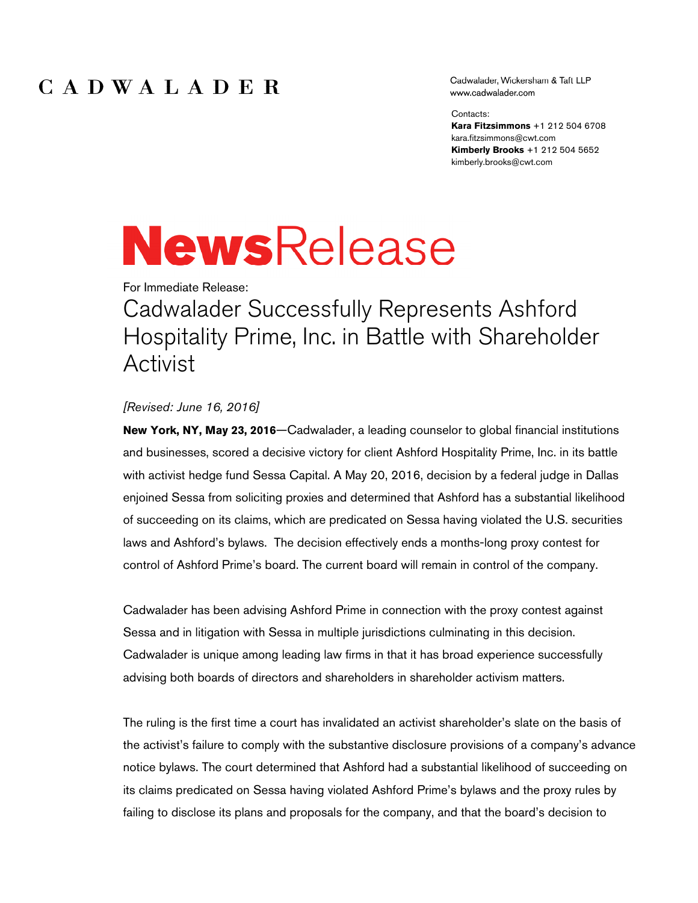# CADWALADER

Cadwalader, Wickersham & Taft LLP
www.cadwalader.com

Contacts:
**Kara Fitzsimmons** +1 212 504 6708
kara.fitzsimmons@cwt.com
**Kimberly Brooks** +1 212 504 5652
kimberly.brooks@cwt.com

# NewsRelease

For Immediate Release:

## Cadwalader Successfully Represents Ashford Hospitality Prime, Inc. in Battle with Shareholder Activist

*[Revised: June 16, 2016]*

**New York, NY, May 23, 2016**—Cadwalader, a leading counselor to global financial institutions and businesses, scored a decisive victory for client Ashford Hospitality Prime, Inc. in its battle with activist hedge fund Sessa Capital. A May 20, 2016, decision by a federal judge in Dallas enjoined Sessa from soliciting proxies and determined that Ashford has a substantial likelihood of succeeding on its claims, which are predicated on Sessa having violated the U.S. securities laws and Ashford's bylaws. The decision effectively ends a months-long proxy contest for control of Ashford Prime's board. The current board will remain in control of the company.

Cadwalader has been advising Ashford Prime in connection with the proxy contest against Sessa and in litigation with Sessa in multiple jurisdictions culminating in this decision. Cadwalader is unique among leading law firms in that it has broad experience successfully advising both boards of directors and shareholders in shareholder activism matters.

The ruling is the first time a court has invalidated an activist shareholder's slate on the basis of the activist's failure to comply with the substantive disclosure provisions of a company's advance notice bylaws. The court determined that Ashford had a substantial likelihood of succeeding on its claims predicated on Sessa having violated Ashford Prime's bylaws and the proxy rules by failing to disclose its plans and proposals for the company, and that the board's decision to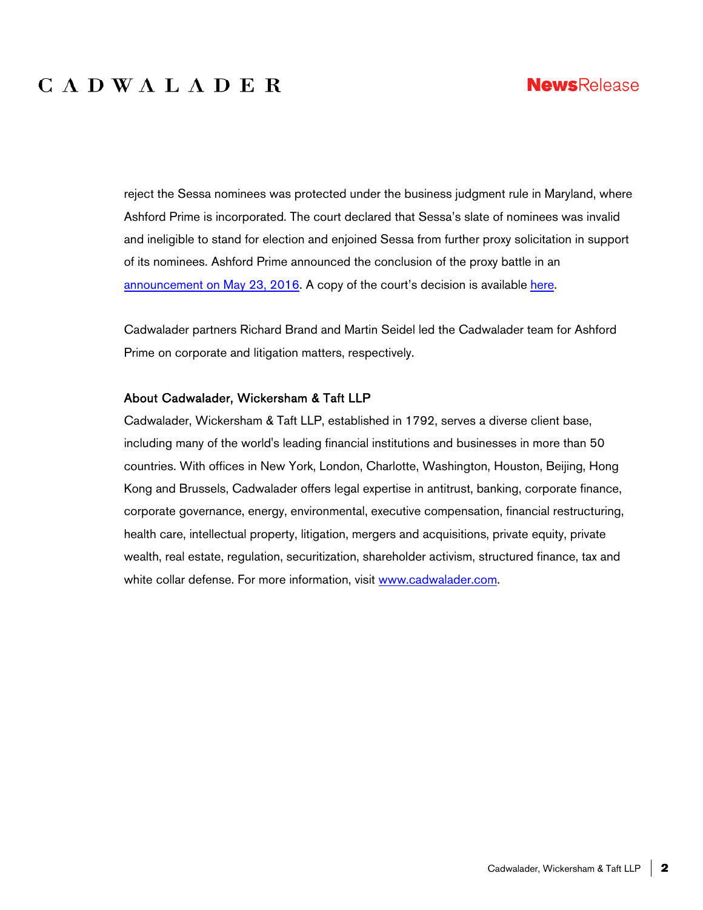reject the Sessa nominees was protected under the business judgment rule in Maryland, where Ashford Prime is incorporated. The court declared that Sessa's slate of nominees was invalid and ineligible to stand for election and enjoined Sessa from further proxy solicitation in support of its nominees. Ashford Prime announced the conclusion of the proxy battle in an announcement on May 23, 2016. A copy of the court's decision is available here.

Cadwalader partners Richard Brand and Martin Seidel led the Cadwalader team for Ashford Prime on corporate and litigation matters, respectively.

### About Cadwalader, Wickersham & Taft LLP

Cadwalader, Wickersham & Taft LLP, established in 1792, serves a diverse client base, including many of the world's leading financial institutions and businesses in more than 50 countries. With offices in New York, London, Charlotte, Washington, Houston, Beijing, Hong Kong and Brussels, Cadwalader offers legal expertise in antitrust, banking, corporate finance, corporate governance, energy, environmental, executive compensation, financial restructuring, health care, intellectual property, litigation, mergers and acquisitions, private equity, private wealth, real estate, regulation, securitization, shareholder activism, structured finance, tax and white collar defense. For more information, visit www.cadwalader.com.